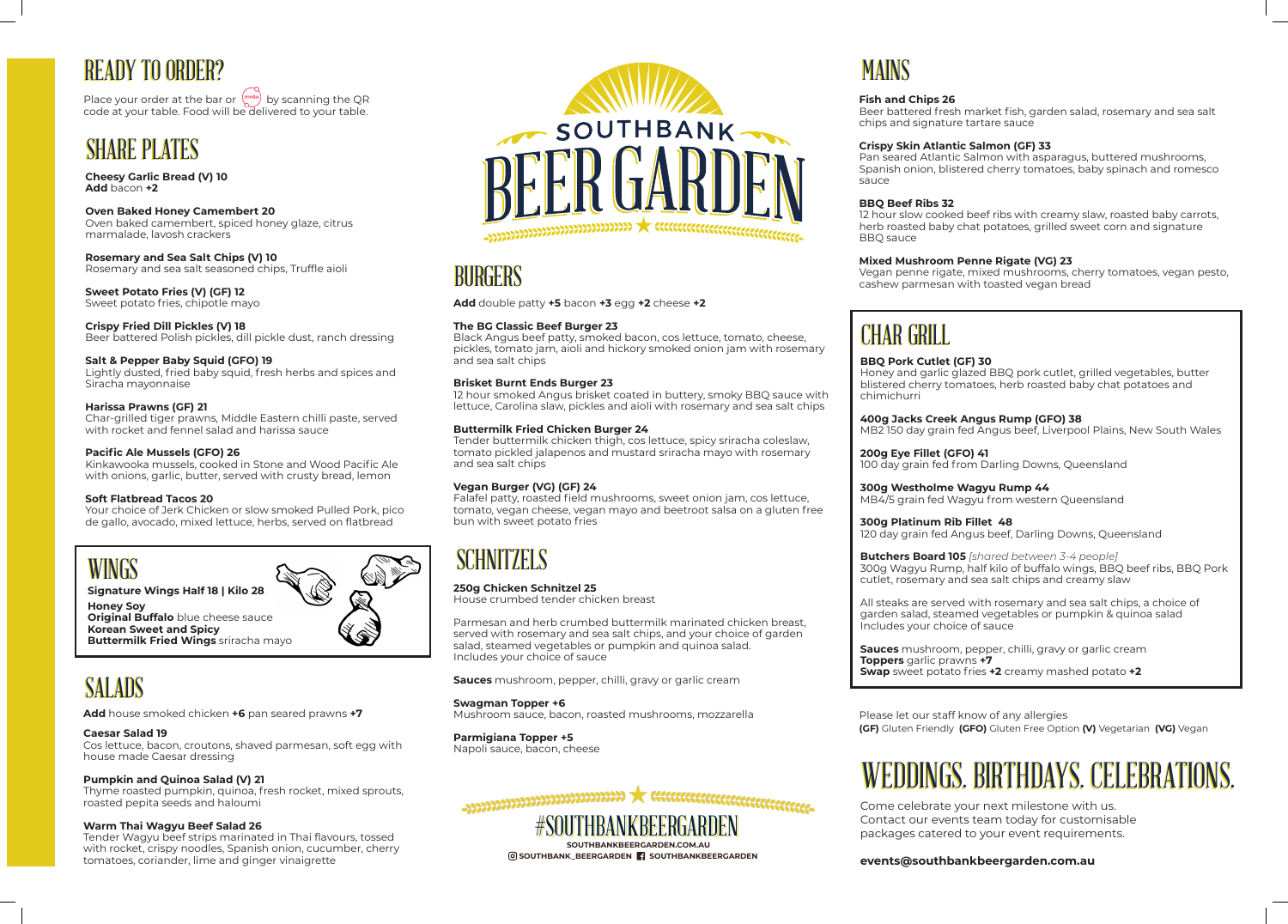## READY TO ORDER?

Place your order at the bar or (menu) by scanning the QR code at your table. Food will be delivered to your table.

## SHARE PLATES

**Cheesy Garlic Bread (V) 10**
**Add** bacon **+2**

**Oven Baked Honey Camembert 20**
Oven baked camembert, spiced honey glaze, citrus marmalade, lavosh crackers

**Rosemary and Sea Salt Chips (V) 10**
Rosemary and sea salt seasoned chips, Truffle aioli

**Sweet Potato Fries (V) (GF) 12**
Sweet potato fries, chipotle mayo

**Crispy Fried Dill Pickles (V) 18**
Beer battered Polish pickles, dill pickle dust, ranch dressing

**Salt & Pepper Baby Squid (GFO) 19**
Lightly dusted, fried baby squid, fresh herbs and spices and Siracha mayonnaise

**Harissa Prawns (GF) 21**
Char-grilled tiger prawns, Middle Eastern chilli paste, served with rocket and fennel salad and harissa sauce

**Pacific Ale Mussels (GFO) 26**
Kinkawooka mussels, cooked in Stone and Wood Pacific Ale with onions, garlic, butter, served with crusty bread, lemon

**Soft Flatbread Tacos 20**
Your choice of Jerk Chicken or slow smoked Pulled Pork, pico de gallo, avocado, mixed lettuce, herbs, served on flatbread

## WINGS

**Signature Wings Half 18 | Kilo 28**

**Honey Soy**
**Original Buffalo** blue cheese sauce
**Korean Sweet and Spicy**
**Buttermilk Fried Wings** sriracha mayo

## SALADS

**Add** house smoked chicken **+6** pan seared prawns **+7**

**Caesar Salad 19**
Cos lettuce, bacon, croutons, shaved parmesan, soft egg with house made Caesar dressing

**Pumpkin and Quinoa Salad (V) 21**
Thyme roasted pumpkin, quinoa, fresh rocket, mixed sprouts, roasted pepita seeds and haloumi

**Warm Thai Wagyu Beef Salad 26**
Tender Wagyu beef strips marinated in Thai flavours, tossed with rocket, crispy noodles, Spanish onion, cucumber, cherry tomatoes, coriander, lime and ginger vinaigrette

# SOUTHBANK BEER GARDEN

## BURGERS

**Add** double patty **+5** bacon **+3** egg **+2** cheese **+2**

**The BG Classic Beef Burger 23**
Black Angus beef patty, smoked bacon, cos lettuce, tomato, cheese, pickles, tomato jam, aioli and hickory smoked onion jam with rosemary and sea salt chips

**Brisket Burnt Ends Burger 23**
12 hour smoked Angus brisket coated in buttery, smoky BBQ sauce with lettuce, Carolina slaw, pickles and aioli with rosemary and sea salt chips

**Buttermilk Fried Chicken Burger 24**
Tender buttermilk chicken thigh, cos lettuce, spicy sriracha coleslaw, tomato pickled jalepenos and mustard sriracha mayo with rosemary and sea salt chips

**Vegan Burger (VG) (GF) 24**
Falafel patty, roasted field mushrooms, sweet onion jam, cos lettuce, tomato, vegan cheese, vegan mayo and beetroot salsa on a gluten free bun with sweet potato fries

## SCHNITZELS

**250g Chicken Schnitzel 25**
House crumbed tender chicken breast

Parmesan and herb crumbed buttermilk marinated chicken breast, served with rosemary and sea salt chips, and your choice of garden salad, steamed vegetables or pumpkin and quinoa salad. Includes your choice of sauce

**Sauces** mushroom, pepper, chilli, gravy or garlic cream

**Swagman Topper +6**
Mushroom sauce, bacon, roasted mushrooms, mozzarella

**Parmigiana Topper +5**
Napoli sauce, bacon, cheese

#SOUTHBANKBEERGARDEN
SOUTHBANKBEERGARDEN.COM.AU
SOUTHBANK_BEERGARDEN SOUTHBANKBEERGARDEN

## MAINS

**Fish and Chips 26**
Beer battered fresh market fish, garden salad, rosemary and sea salt chips and signature tartare sauce

**Crispy Skin Atlantic Salmon (GF) 33**
Pan seared Atlantic Salmon with asparagus, buttered mushrooms, Spanish onion, blistered cherry tomatoes, baby spinach and romesco sauce

**BBQ Beef Ribs 32**
12 hour slow cooked beef ribs with creamy slaw, roasted baby carrots, herb roasted baby chat potatoes, grilled sweet corn and signature BBQ sauce

**Mixed Mushroom Penne Rigate (VG) 23**
Vegan penne rigate, mixed mushrooms, cherry tomatoes, vegan pesto, cashew parmesan with toasted vegan bread

## CHAR GRILL

**BBQ Pork Cutlet (GF) 30**
Honey and garlic glazed BBQ pork cutlet, grilled vegetables, butter blistered cherry tomatoes, herb roasted baby chat potatoes and chimichurri

**400g Jacks Creek Angus Rump (GFO) 38**
MB2 150 day grain fed Angus beef, Liverpool Plains, New South Wales

**200g Eye Fillet (GFO) 41**
100 day grain fed from Darling Downs, Queensland

**300g Westholme Wagyu Rump 44**
MB4/5 grain fed Wagyu from western Queensland

**300g Platinum Rib Fillet 48**
120 day grain fed Angus beef, Darling Downs, Queensland

**Butchers Board 105** *[shared between 3-4 people]*
300g Wagyu Rump, half kilo of buffalo wings, BBQ beef ribs, BBQ Pork cutlet, rosemary and sea salt chips and creamy slaw

All steaks are served with rosemary and sea salt chips, a choice of garden salad, steamed vegetables or pumpkin & quinoa salad
Includes your choice of sauce

**Sauces** mushroom, pepper, chilli, gravy or garlic cream
**Toppers** garlic prawns **+7**
**Swap** sweet potato fries **+2** creamy mashed potato **+2**

Please let our staff know of any allergies
**(GF)** Gluten Friendly **(GFO)** Gluten Free Option **(V)** Vegetarian **(VG)** Vegan

## WEDDINGS. BIRTHDAYS. CELEBRATIONS.

Come celebrate your next milestone with us. Contact our events team today for customisable packages catered to your event requirements.

**events@southbankbeergarden.com.au**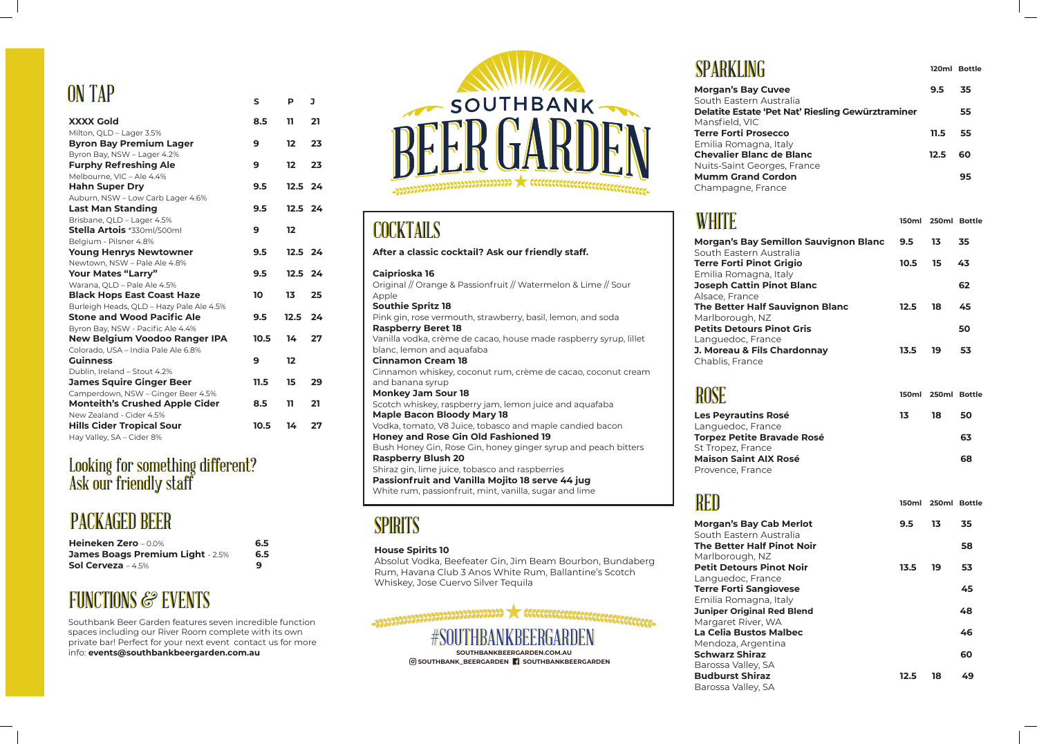# SOUTHBANK BEER GARDEN

## ON TAP

| | S | P | J |
|---|---|---|---|
| **XXXX Gold** Milton, QLD – Lager 3.5% | 8.5 | 11 | 21 |
| **Byron Bay Premium Lager** Byron Bay, NSW – Lager 4.2% | 9 | 12 | 23 |
| **Furphy Refreshing Ale** Melbourne, VIC – Ale 4.4% | 9 | 12 | 23 |
| **Hahn Super Dry** Auburn, NSW – Low Carb Lager 4.6% | 9.5 | 12.5 | 24 |
| **Last Man Standing** Brisbane, QLD – Lager 4.5% | 9.5 | 12.5 | 24 |
| **Stella Artois** *330ml/500ml Belgium - Pilsner 4.8% | 9 | 12 | |
| **Young Henrys Newtowner** Newtown, NSW – Pale Ale 4.8% | 9.5 | 12.5 | 24 |
| **Your Mates "Larry"** Warana, QLD – Pale Ale 4.5% | 9.5 | 12.5 | 24 |
| **Black Hops East Coast Haze** Burleigh Heads, QLD – Hazy Pale Ale 4.5% | 10 | 13 | 25 |
| **Stone and Wood Pacific Ale** Byron Bay, NSW - Pacific Ale 4.4% | 9.5 | 12.5 | 24 |
| **New Belgium Voodoo Ranger IPA** Colorado, USA – India Pale Ale 6.8% | 10.5 | 14 | 27 |
| **Guinness** Dublin, Ireland – Stout 4.2% | 9 | 12 | |
| **James Squire Ginger Beer** Camperdown, NSW – Ginger Beer 4.5% | 11.5 | 15 | 29 |
| **Monteith's Crushed Apple Cider** New Zealand - Cider 4.5% | 8.5 | 11 | 21 |
| **Hills Cider Tropical Sour** Hay Valley, SA – Cider 8% | 10.5 | 14 | 27 |

## Looking for something different? Ask our friendly staff

## PACKAGED BEER

| | |
|---|---|
| **Heineken Zero** – 0.0% | 6.5 |
| **James Boags Premium Light** - 2.5% | 6.5 |
| **Sol Cerveza** – 4.5% | 9 |

## FUNCTIONS & EVENTS

Southbank Beer Garden features seven incredible function spaces including our River Room complete with its own private bar! Perfect for your next event contact us for more info: **events@southbankbeergarden.com.au**

## COCKTAILS

**After a classic cocktail? Ask our friendly staff.**

**Caiprioska 16**
Original // Orange & Passionfruit // Watermelon & Lime // Sour Apple

**Southie Spritz 18**
Pink gin, rose vermouth, strawberry, basil, lemon, and soda

**Raspberry Beret 18**
Vanilla vodka, crème de cacao, house made raspberry syrup, lillet blanc, lemon and aquafaba

**Cinnamon Cream 18**
Cinnamon whiskey, coconut rum, crème de cacao, coconut cream and banana syrup

**Monkey Jam Sour 18**
Scotch whiskey, raspberry jam, lemon juice and aquafaba

**Maple Bacon Bloody Mary 18**
Vodka, tomato, V8 Juice, tobacco and maple candied bacon

**Honey and Rose Gin Old Fashioned 19**
Bush Honey Gin, Rose Gin, honey ginger syrup and peach bitters

**Raspberry Blush 20**
Shiraz gin, lime juice, tobasco and raspberries

**Passionfruit and Vanilla Mojito 18 serve 44 jug**
White rum, passionfruit, mint, vanilla, sugar and lime

## SPIRITS

**House Spirits 10**
Absolut Vodka, Beefeater Gin, Jim Beam Bourbon, Bundaberg Rum, Havana Club 3 Anos White Rum, Ballantine's Scotch Whiskey, Jose Cuervo Silver Tequila

#SOUTHBANKBEERGARDEN

SOUTHBANKBEERGARDEN.COM.AU
SOUTHBANK_BEERGARDEN SOUTHBANKBEERGARDEN

## SPARKLING

| | 120ml | Bottle |
|---|---|---|
| **Morgan's Bay Cuvee** South Eastern Australia | 9.5 | 35 |
| **Delatite Estate 'Pet Nat' Riesling Gewürztraminer** Mansfield, VIC | | 55 |
| **Terre Forti Prosecco** Emilia Romagna, Italy | 11.5 | 55 |
| **Chevalier Blanc de Blanc** Nuits-Saint Georges, France | 12.5 | 60 |
| **Mumm Grand Cordon** Champagne, France | | 95 |

## WHITE

| | 150ml | 250ml | Bottle |
|---|---|---|---|
| **Morgan's Bay Semillon Sauvignon Blanc** South Eastern Australia | 9.5 | 13 | 35 |
| **Terre Forti Pinot Grigio** Emilia Romagna, Italy | 10.5 | 15 | 43 |
| **Joseph Cattin Pinot Blanc** Alsace, France | | | 62 |
| **The Better Half Sauvignon Blanc** Marlborough, NZ | 12.5 | 18 | 45 |
| **Petits Detours Pinot Gris** Languedoc, France | | | 50 |
| **J. Moreau & Fils Chardonnay** Chablis, France | 13.5 | 19 | 53 |

## ROSE

| | 150ml | 250ml | Bottle |
|---|---|---|---|
| **Les Peyrautins Rosé** Languedoc, France | 13 | 18 | 50 |
| **Torpez Petite Bravade Rosé** St Tropez, France | | | 63 |
| **Maison Saint AIX Rosé** Provence, France | | | 68 |

## RED

| | 150ml | 250ml | Bottle |
|---|---|---|---|
| **Morgan's Bay Cab Merlot** South Eastern Australia | 9.5 | 13 | 35 |
| **The Better Half Pinot Noir** Marlborough, NZ | | | 58 |
| **Petit Detours Pinot Noir** Languedoc, France | 13.5 | 19 | 53 |
| **Terre Forti Sangiovese** Emilia Romagna, Italy | | | 45 |
| **Juniper Original Red Blend** Margaret River, WA | | | 48 |
| **La Celia Bustos Malbec** Mendoza, Argentina | | | 46 |
| **Schwarz Shiraz** Barossa Valley, SA | | | 60 |
| **Budburst Shiraz** Barossa Valley, SA | 12.5 | 18 | 49 |